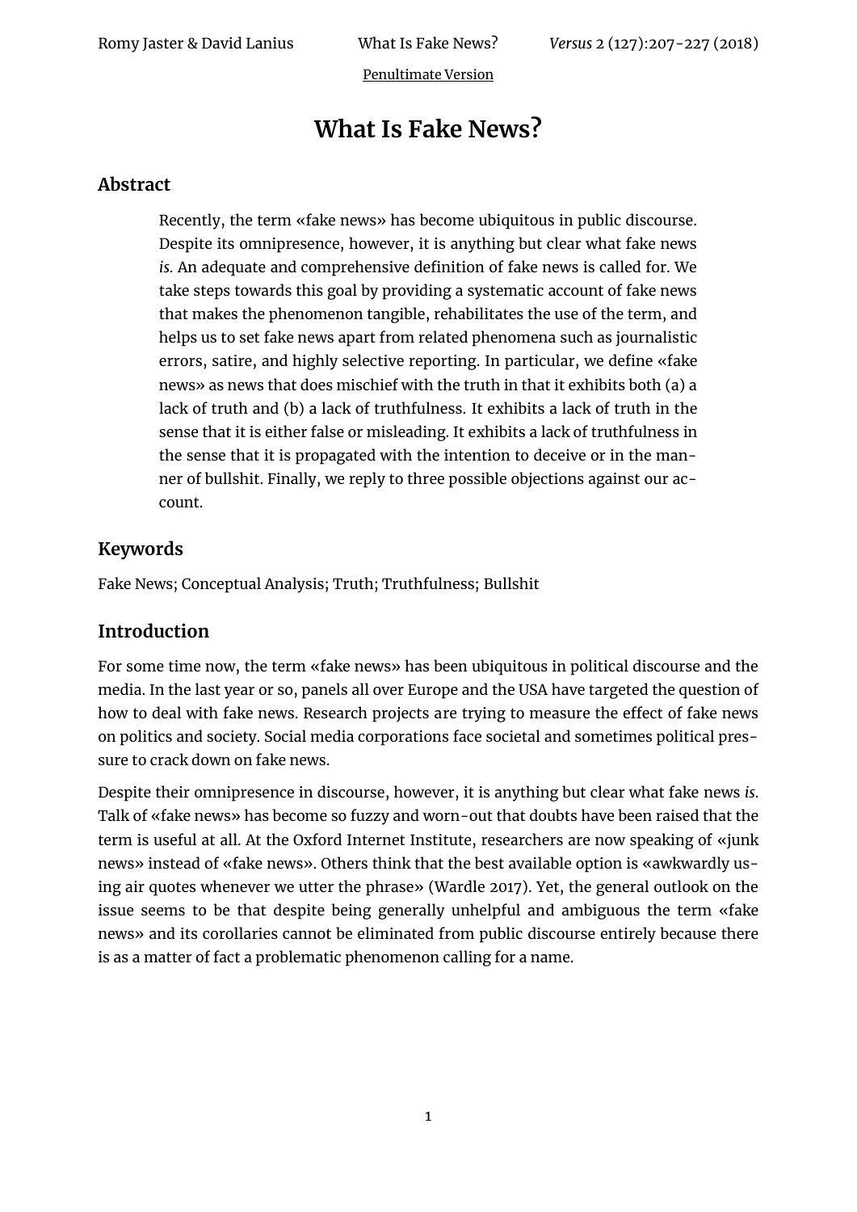Penultimate Version

# What Is Fake News?

## Abstract

Recently, the term «fake news» has become ubiquitous in public discourse. Despite its omnipresence, however, it is anything but clear what fake news *is.* An adequate and comprehensive definition of fake news is called for. We take steps towards this goal by providing a systematic account of fake news that makes the phenomenon tangible, rehabilitates the use of the term, and helps us to set fake news apart from related phenomena such as journalistic errors, satire, and highly selective reporting. In particular, we define «fake news» as news that does mischief with the truth in that it exhibits both (a) a lack of truth and (b) a lack of truthfulness. It exhibits a lack of truth in the sense that it is either false or misleading. It exhibits a lack of truthfulness in the sense that it is propagated with the intention to deceive or in the manner of bullshit. Finally, we reply to three possible objections against our account.

## Keywords

Fake News; Conceptual Analysis; Truth; Truthfulness; Bullshit

## Introduction

For some time now, the term «fake news» has been ubiquitous in political discourse and the media. In the last year or so, panels all over Europe and the USA have targeted the question of how to deal with fake news. Research projects are trying to measure the effect of fake news on politics and society. Social media corporations face societal and sometimes political pressure to crack down on fake news.

Despite their omnipresence in discourse, however, it is anything but clear what fake news *is*. Talk of «fake news» has become so fuzzy and worn-out that doubts have been raised that the term is useful at all. At the Oxford Internet Institute, researchers are now speaking of «junk news» instead of «fake news». Others think that the best available option is «awkwardly using air quotes whenever we utter the phrase» (Wardle 2017). Yet, the general outlook on the issue seems to be that despite being generally unhelpful and ambiguous the term «fake news» and its corollaries cannot be eliminated from public discourse entirely because there is as a matter of fact a problematic phenomenon calling for a name.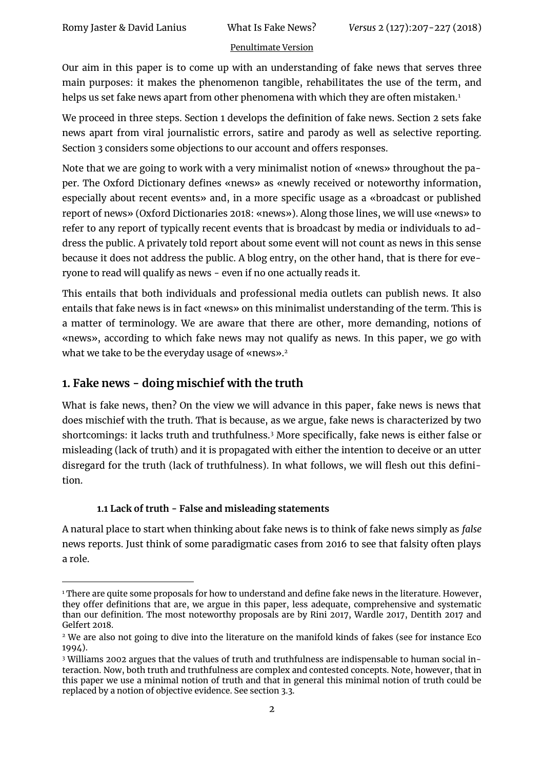Penultimate Version

Our aim in this paper is to come up with an understanding of fake news that serves three main purposes: it makes the phenomenon tangible, rehabilitates the use of the term, and helps us set fake news apart from other phenomena with which they are often mistaken.[1]

We proceed in three steps. Section 1 develops the definition of fake news. Section 2 sets fake news apart from viral journalistic errors, satire and parody as well as selective reporting. Section 3 considers some objections to our account and offers responses.

Note that we are going to work with a very minimalist notion of «news» throughout the paper. The Oxford Dictionary defines «news» as «newly received or noteworthy information, especially about recent events» and, in a more specific usage as a «broadcast or published report of news» (Oxford Dictionaries 2018: «news»). Along those lines, we will use «news» to refer to any report of typically recent events that is broadcast by media or individuals to address the public. A privately told report about some event will not count as news in this sense because it does not address the public. A blog entry, on the other hand, that is there for everyone to read will qualify as news - even if no one actually reads it.

This entails that both individuals and professional media outlets can publish news. It also entails that fake news is in fact «news» on this minimalist understanding of the term. This is a matter of terminology. We are aware that there are other, more demanding, notions of «news», according to which fake news may not qualify as news. In this paper, we go with what we take to be the everyday usage of «news».[2]

## 1. Fake news - doing mischief with the truth

What is fake news, then? On the view we will advance in this paper, fake news is news that does mischief with the truth. That is because, as we argue, fake news is characterized by two shortcomings: it lacks truth and truthfulness.[3] More specifically, fake news is either false or misleading (lack of truth) and it is propagated with either the intention to deceive or an utter disregard for the truth (lack of truthfulness). In what follows, we will flesh out this definition.

### 1.1 Lack of truth - False and misleading statements

A natural place to start when thinking about fake news is to think of fake news simply as *false* news reports. Just think of some paradigmatic cases from 2016 to see that falsity often plays a role.

---

[1] There are quite some proposals for how to understand and define fake news in the literature. However, they offer definitions that are, we argue in this paper, less adequate, comprehensive and systematic than our definition. The most noteworthy proposals are by Rini 2017, Wardle 2017, Dentith 2017 and Gelfert 2018.

[2] We are also not going to dive into the literature on the manifold kinds of fakes (see for instance Eco 1994).

[3] Williams 2002 argues that the values of truth and truthfulness are indispensable to human social interaction. Now, both truth and truthfulness are complex and contested concepts. Note, however, that in this paper we use a minimal notion of truth and that in general this minimal notion of truth could be replaced by a notion of objective evidence. See section 3.3.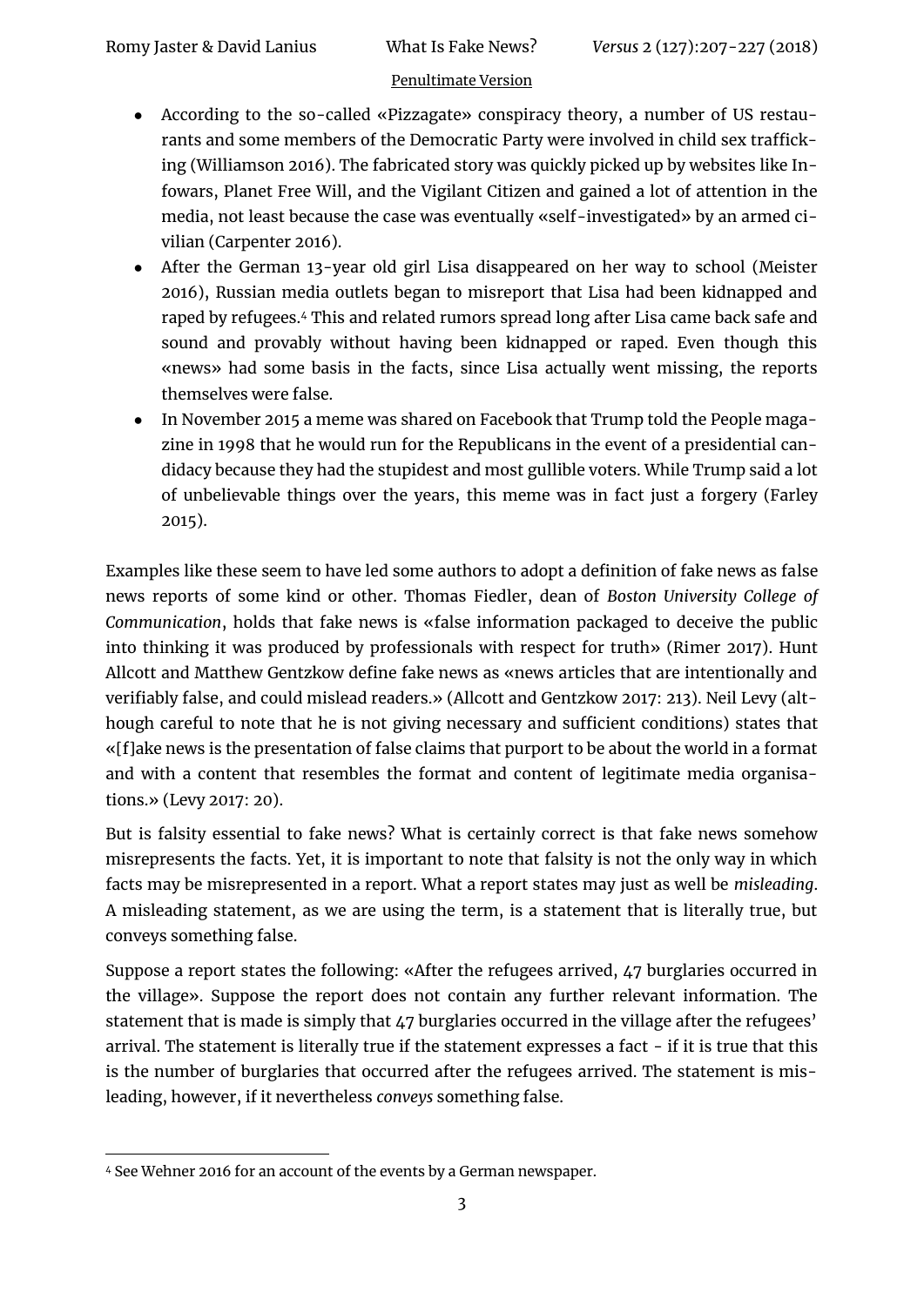- According to the so-called «Pizzagate» conspiracy theory, a number of US restaurants and some members of the Democratic Party were involved in child sex trafficking (Williamson 2016). The fabricated story was quickly picked up by websites like Infowars, Planet Free Will, and the Vigilant Citizen and gained a lot of attention in the media, not least because the case was eventually «self-investigated» by an armed civilian (Carpenter 2016).
- After the German 13-year old girl Lisa disappeared on her way to school (Meister 2016), Russian media outlets began to misreport that Lisa had been kidnapped and raped by refugees.[4] This and related rumors spread long after Lisa came back safe and sound and provably without having been kidnapped or raped. Even though this «news» had some basis in the facts, since Lisa actually went missing, the reports themselves were false.
- In November 2015 a meme was shared on Facebook that Trump told the People magazine in 1998 that he would run for the Republicans in the event of a presidential candidacy because they had the stupidest and most gullible voters. While Trump said a lot of unbelievable things over the years, this meme was in fact just a forgery (Farley 2015).

Examples like these seem to have led some authors to adopt a definition of fake news as false news reports of some kind or other. Thomas Fiedler, dean of *Boston University College of Communication*, holds that fake news is «false information packaged to deceive the public into thinking it was produced by professionals with respect for truth» (Rimer 2017). Hunt Allcott and Matthew Gentzkow define fake news as «news articles that are intentionally and verifiably false, and could mislead readers.» (Allcott and Gentzkow 2017: 213). Neil Levy (although careful to note that he is not giving necessary and sufficient conditions) states that «[f]ake news is the presentation of false claims that purport to be about the world in a format and with a content that resembles the format and content of legitimate media organisations.» (Levy 2017: 20).

But is falsity essential to fake news? What is certainly correct is that fake news somehow misrepresents the facts. Yet, it is important to note that falsity is not the only way in which facts may be misrepresented in a report. What a report states may just as well be *misleading*. A misleading statement, as we are using the term, is a statement that is literally true, but conveys something false.

Suppose a report states the following: «After the refugees arrived, 47 burglaries occurred in the village». Suppose the report does not contain any further relevant information. The statement that is made is simply that 47 burglaries occurred in the village after the refugees' arrival. The statement is literally true if the statement expresses a fact - if it is true that this is the number of burglaries that occurred after the refugees arrived. The statement is misleading, however, if it nevertheless *conveys* something false.

[4] See Wehner 2016 for an account of the events by a German newspaper.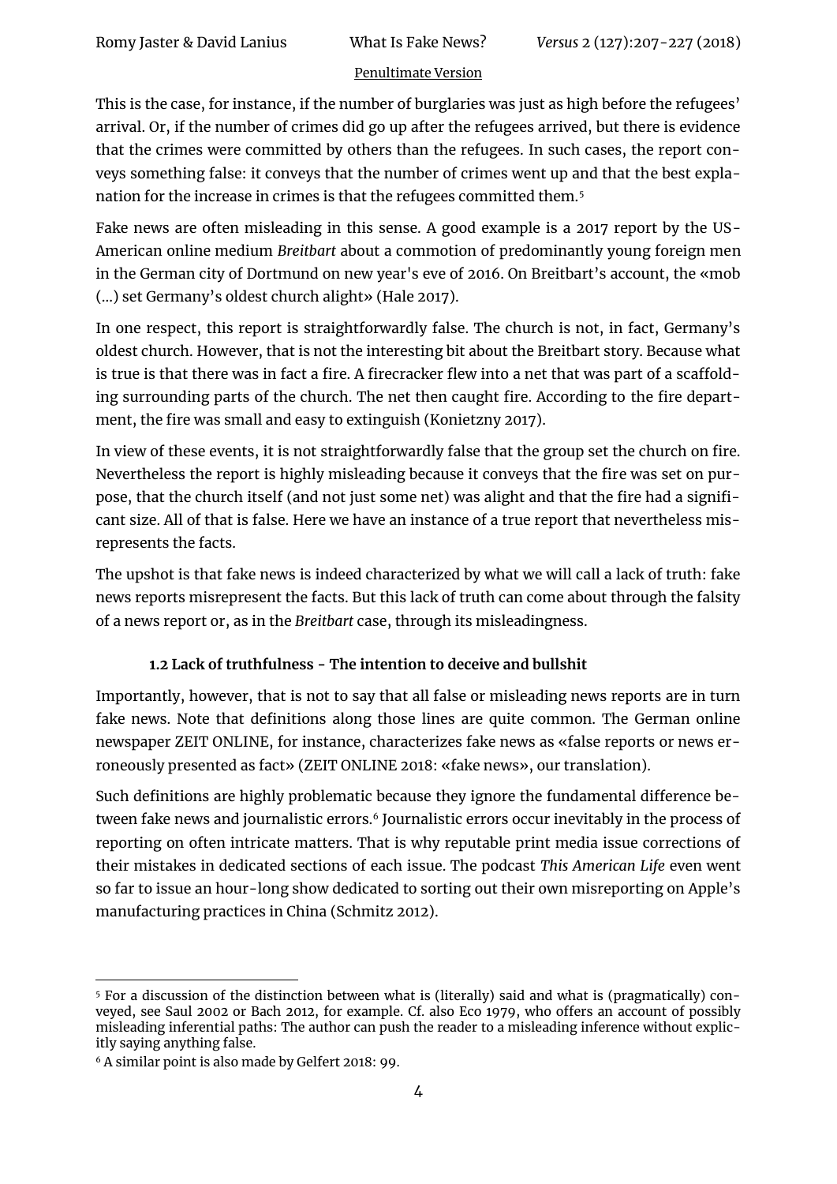This is the case, for instance, if the number of burglaries was just as high before the refugees' arrival. Or, if the number of crimes did go up after the refugees arrived, but there is evidence that the crimes were committed by others than the refugees. In such cases, the report conveys something false: it conveys that the number of crimes went up and that the best explanation for the increase in crimes is that the refugees committed them.[5]

Fake news are often misleading in this sense. A good example is a 2017 report by the US-American online medium *Breitbart* about a commotion of predominantly young foreign men in the German city of Dortmund on new year's eve of 2016. On Breitbart's account, the «mob (…) set Germany's oldest church alight» (Hale 2017).

In one respect, this report is straightforwardly false. The church is not, in fact, Germany's oldest church. However, that is not the interesting bit about the Breitbart story. Because what is true is that there was in fact a fire. A firecracker flew into a net that was part of a scaffolding surrounding parts of the church. The net then caught fire. According to the fire department, the fire was small and easy to extinguish (Konietzny 2017).

In view of these events, it is not straightforwardly false that the group set the church on fire. Nevertheless the report is highly misleading because it conveys that the fire was set on purpose, that the church itself (and not just some net) was alight and that the fire had a significant size. All of that is false. Here we have an instance of a true report that nevertheless misrepresents the facts.

The upshot is that fake news is indeed characterized by what we will call a lack of truth: fake news reports misrepresent the facts. But this lack of truth can come about through the falsity of a news report or, as in the *Breitbart* case, through its misleadingness.

### 1.2 Lack of truthfulness - The intention to deceive and bullshit

Importantly, however, that is not to say that all false or misleading news reports are in turn fake news. Note that definitions along those lines are quite common. The German online newspaper ZEIT ONLINE, for instance, characterizes fake news as «false reports or news erroneously presented as fact» (ZEIT ONLINE 2018: «fake news», our translation).

Such definitions are highly problematic because they ignore the fundamental difference between fake news and journalistic errors.[6] Journalistic errors occur inevitably in the process of reporting on often intricate matters. That is why reputable print media issue corrections of their mistakes in dedicated sections of each issue. The podcast *This American Life* even went so far to issue an hour-long show dedicated to sorting out their own misreporting on Apple's manufacturing practices in China (Schmitz 2012).

---

[5] For a discussion of the distinction between what is (literally) said and what is (pragmatically) conveyed, see Saul 2002 or Bach 2012, for example. Cf. also Eco 1979, who offers an account of possibly misleading inferential paths: The author can push the reader to a misleading inference without explicitly saying anything false.

[6] A similar point is also made by Gelfert 2018: 99.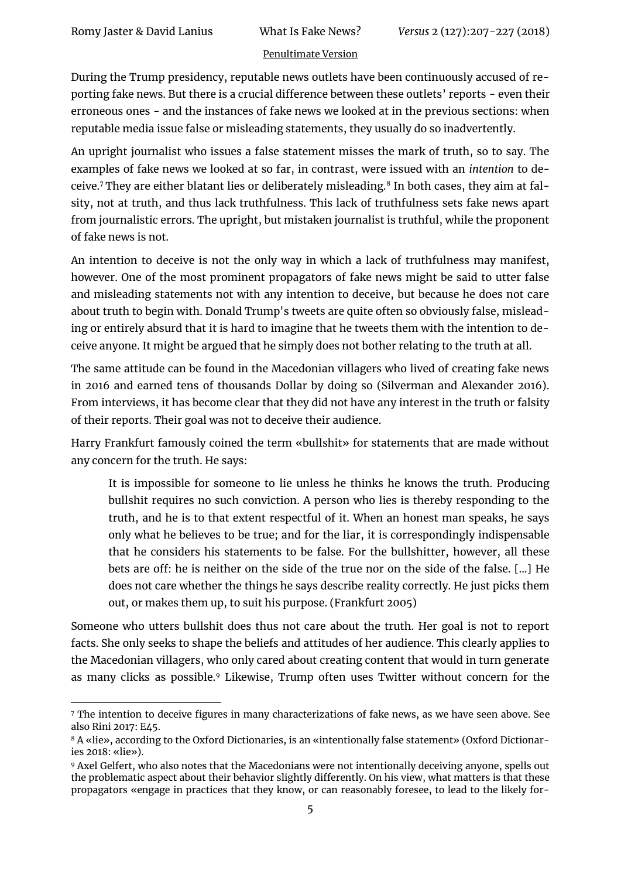During the Trump presidency, reputable news outlets have been continuously accused of reporting fake news. But there is a crucial difference between these outlets' reports - even their erroneous ones - and the instances of fake news we looked at in the previous sections: when reputable media issue false or misleading statements, they usually do so inadvertently.

An upright journalist who issues a false statement misses the mark of truth, so to say. The examples of fake news we looked at so far, in contrast, were issued with an *intention* to deceive.[7] They are either blatant lies or deliberately misleading.[8] In both cases, they aim at falsity, not at truth, and thus lack truthfulness. This lack of truthfulness sets fake news apart from journalistic errors. The upright, but mistaken journalist is truthful, while the proponent of fake news is not.

An intention to deceive is not the only way in which a lack of truthfulness may manifest, however. One of the most prominent propagators of fake news might be said to utter false and misleading statements not with any intention to deceive, but because he does not care about truth to begin with. Donald Trump's tweets are quite often so obviously false, misleading or entirely absurd that it is hard to imagine that he tweets them with the intention to deceive anyone. It might be argued that he simply does not bother relating to the truth at all.

The same attitude can be found in the Macedonian villagers who lived of creating fake news in 2016 and earned tens of thousands Dollar by doing so (Silverman and Alexander 2016). From interviews, it has become clear that they did not have any interest in the truth or falsity of their reports. Their goal was not to deceive their audience.

Harry Frankfurt famously coined the term «bullshit» for statements that are made without any concern for the truth. He says:

> It is impossible for someone to lie unless he thinks he knows the truth. Producing bullshit requires no such conviction. A person who lies is thereby responding to the truth, and he is to that extent respectful of it. When an honest man speaks, he says only what he believes to be true; and for the liar, it is correspondingly indispensable that he considers his statements to be false. For the bullshitter, however, all these bets are off: he is neither on the side of the true nor on the side of the false. [...] He does not care whether the things he says describe reality correctly. He just picks them out, or makes them up, to suit his purpose. (Frankfurt 2005)

Someone who utters bullshit does thus not care about the truth. Her goal is not to report facts. She only seeks to shape the beliefs and attitudes of her audience. This clearly applies to the Macedonian villagers, who only cared about creating content that would in turn generate as many clicks as possible.[9] Likewise, Trump often uses Twitter without concern for the

---

[7] The intention to deceive figures in many characterizations of fake news, as we have seen above. See also Rini 2017: E45.

[8] A «lie», according to the Oxford Dictionaries, is an «intentionally false statement» (Oxford Dictionaries 2018: «lie»).

[9] Axel Gelfert, who also notes that the Macedonians were not intentionally deceiving anyone, spells out the problematic aspect about their behavior slightly differently. On his view, what matters is that these propagators «engage in practices that they know, or can reasonably foresee, to lead to the likely for-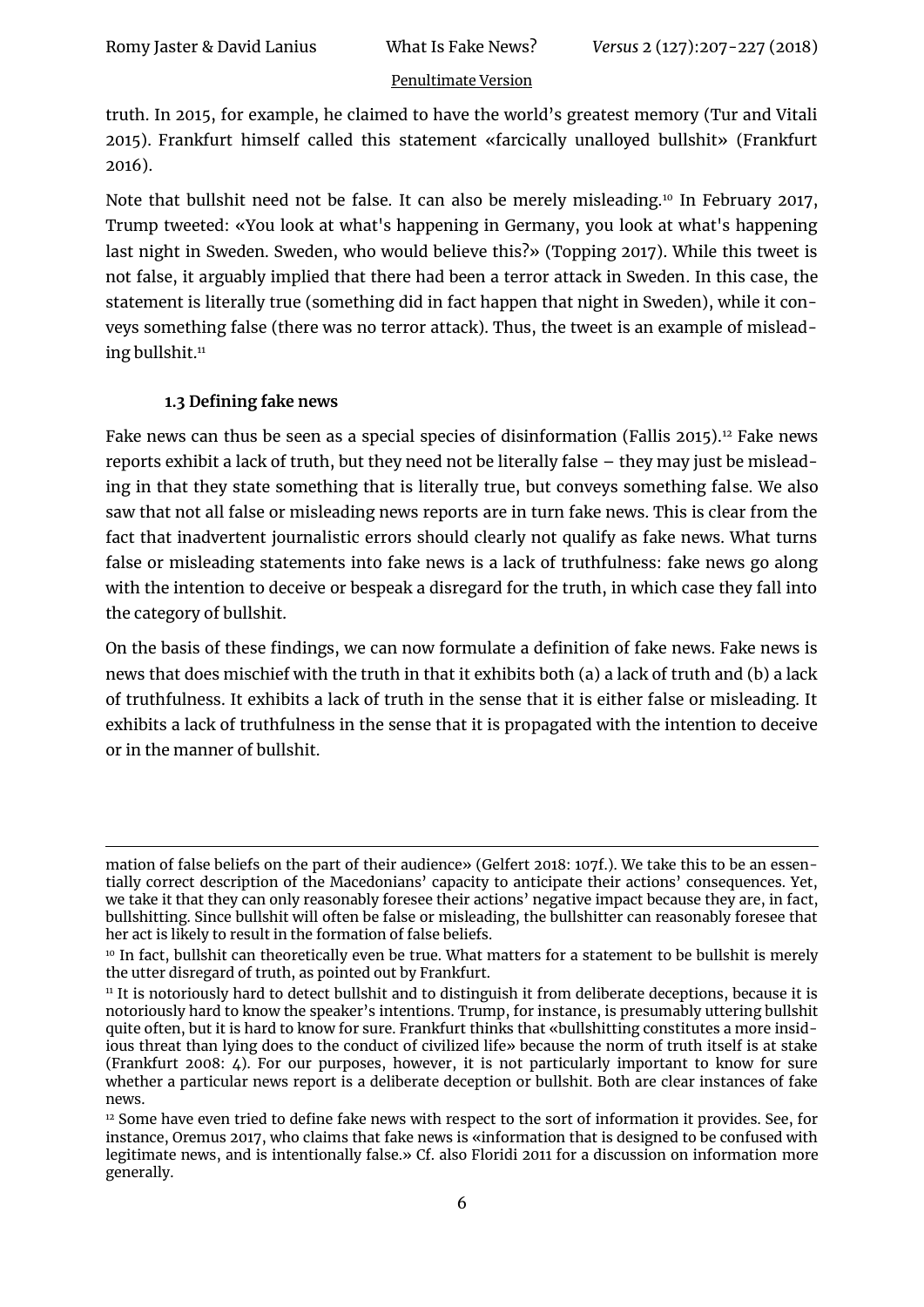truth. In 2015, for example, he claimed to have the world's greatest memory (Tur and Vitali 2015). Frankfurt himself called this statement «farcically unalloyed bullshit» (Frankfurt 2016).

Note that bullshit need not be false. It can also be merely misleading.[10] In February 2017, Trump tweeted: «You look at what's happening in Germany, you look at what's happening last night in Sweden. Sweden, who would believe this?» (Topping 2017). While this tweet is not false, it arguably implied that there had been a terror attack in Sweden. In this case, the statement is literally true (something did in fact happen that night in Sweden), while it conveys something false (there was no terror attack). Thus, the tweet is an example of misleading bullshit.[11]

### 1.3 Defining fake news

Fake news can thus be seen as a special species of disinformation (Fallis 2015).[12] Fake news reports exhibit a lack of truth, but they need not be literally false – they may just be misleading in that they state something that is literally true, but conveys something false. We also saw that not all false or misleading news reports are in turn fake news. This is clear from the fact that inadvertent journalistic errors should clearly not qualify as fake news. What turns false or misleading statements into fake news is a lack of truthfulness: fake news go along with the intention to deceive or bespeak a disregard for the truth, in which case they fall into the category of bullshit.

On the basis of these findings, we can now formulate a definition of fake news. Fake news is news that does mischief with the truth in that it exhibits both (a) a lack of truth and (b) a lack of truthfulness. It exhibits a lack of truth in the sense that it is either false or misleading. It exhibits a lack of truthfulness in the sense that it is propagated with the intention to deceive or in the manner of bullshit.

---

mation of false beliefs on the part of their audience» (Gelfert 2018: 107f.). We take this to be an essentially correct description of the Macedonians' capacity to anticipate their actions' consequences. Yet, we take it that they can only reasonably foresee their actions' negative impact because they are, in fact, bullshitting. Since bullshit will often be false or misleading, the bullshitter can reasonably foresee that her act is likely to result in the formation of false beliefs.

[10] In fact, bullshit can theoretically even be true. What matters for a statement to be bullshit is merely the utter disregard of truth, as pointed out by Frankfurt.

[11] It is notoriously hard to detect bullshit and to distinguish it from deliberate deceptions, because it is notoriously hard to know the speaker's intentions. Trump, for instance, is presumably uttering bullshit quite often, but it is hard to know for sure. Frankfurt thinks that «bullshitting constitutes a more insidious threat than lying does to the conduct of civilized life» because the norm of truth itself is at stake (Frankfurt 2008: 4). For our purposes, however, it is not particularly important to know for sure whether a particular news report is a deliberate deception or bullshit. Both are clear instances of fake news.

[12] Some have even tried to define fake news with respect to the sort of information it provides. See, for instance, Oremus 2017, who claims that fake news is «information that is designed to be confused with legitimate news, and is intentionally false.» Cf. also Floridi 2011 for a discussion on information more generally.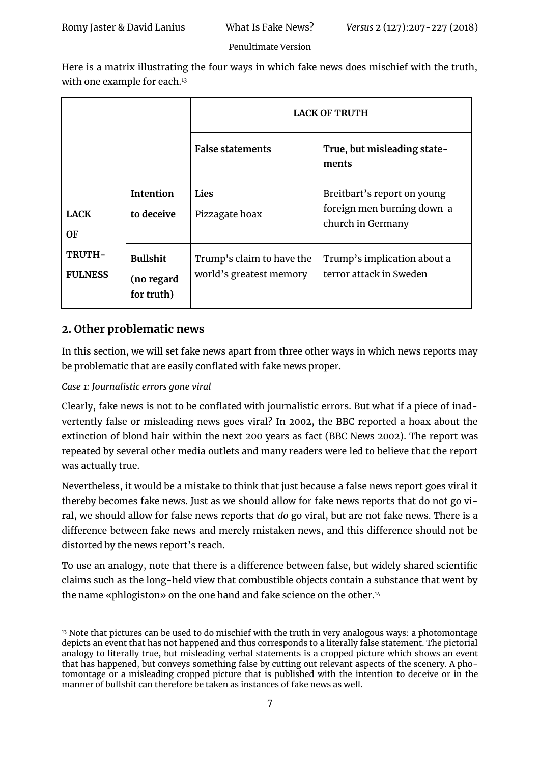Here is a matrix illustrating the four ways in which fake news does mischief with the truth, with one example for each.[13]

| | | **LACK OF TRUTH** | |
|---|---|---|---|
| | | **False statements** | **True, but misleading statements** |
| **LACK OF TRUTHFULNESS** | **Intention to deceive** | **Lies** Pizzagate hoax | Breitbart's report on young foreign men burning down a church in Germany |
| | **Bullshit (no regard for truth)** | Trump's claim to have the world's greatest memory | Trump's implication about a terror attack in Sweden |

## 2. Other problematic news

In this section, we will set fake news apart from three other ways in which news reports may be problematic that are easily conflated with fake news proper.

*Case 1: Journalistic errors gone viral*

Clearly, fake news is not to be conflated with journalistic errors. But what if a piece of inadvertently false or misleading news goes viral? In 2002, the BBC reported a hoax about the extinction of blond hair within the next 200 years as fact (BBC News 2002). The report was repeated by several other media outlets and many readers were led to believe that the report was actually true.

Nevertheless, it would be a mistake to think that just because a false news report goes viral it thereby becomes fake news. Just as we should allow for fake news reports that do not go viral, we should allow for false news reports that *do* go viral, but are not fake news. There is a difference between fake news and merely mistaken news, and this difference should not be distorted by the news report's reach.

To use an analogy, note that there is a difference between false, but widely shared scientific claims such as the long-held view that combustible objects contain a substance that went by the name «phlogiston» on the one hand and fake science on the other.[14]

[13] Note that pictures can be used to do mischief with the truth in very analogous ways: a photomontage depicts an event that has not happened and thus corresponds to a literally false statement. The pictorial analogy to literally true, but misleading verbal statements is a cropped picture which shows an event that has happened, but conveys something false by cutting out relevant aspects of the scenery. A photomontage or a misleading cropped picture that is published with the intention to deceive or in the manner of bullshit can therefore be taken as instances of fake news as well.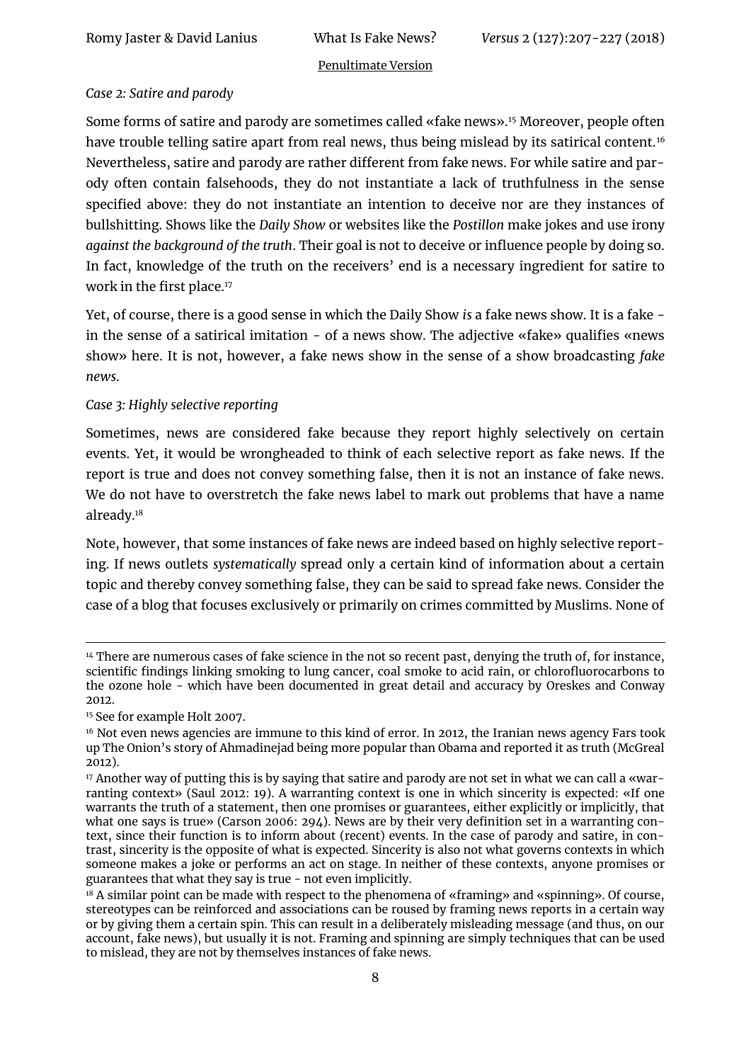*Case 2: Satire and parody*

Some forms of satire and parody are sometimes called «fake news».[15] Moreover, people often have trouble telling satire apart from real news, thus being mislead by its satirical content.[16] Nevertheless, satire and parody are rather different from fake news. For while satire and parody often contain falsehoods, they do not instantiate a lack of truthfulness in the sense specified above: they do not instantiate an intention to deceive nor are they instances of bullshitting. Shows like the *Daily Show* or websites like the *Postillon* make jokes and use irony *against the background of the truth*. Their goal is not to deceive or influence people by doing so. In fact, knowledge of the truth on the receivers' end is a necessary ingredient for satire to work in the first place.[17]

Yet, of course, there is a good sense in which the Daily Show *is* a fake news show. It is a fake - in the sense of a satirical imitation - of a news show. The adjective «fake» qualifies «news show» here. It is not, however, a fake news show in the sense of a show broadcasting *fake news*.

*Case 3: Highly selective reporting*

Sometimes, news are considered fake because they report highly selectively on certain events. Yet, it would be wrongheaded to think of each selective report as fake news. If the report is true and does not convey something false, then it is not an instance of fake news. We do not have to overstretch the fake news label to mark out problems that have a name already.[18]

Note, however, that some instances of fake news are indeed based on highly selective reporting. If news outlets *systematically* spread only a certain kind of information about a certain topic and thereby convey something false, they can be said to spread fake news. Consider the case of a blog that focuses exclusively or primarily on crimes committed by Muslims. None of

---

[14] There are numerous cases of fake science in the not so recent past, denying the truth of, for instance, scientific findings linking smoking to lung cancer, coal smoke to acid rain, or chlorofluorocarbons to the ozone hole - which have been documented in great detail and accuracy by Oreskes and Conway 2012.

[15] See for example Holt 2007.

[16] Not even news agencies are immune to this kind of error. In 2012, the Iranian news agency Fars took up The Onion's story of Ahmadinejad being more popular than Obama and reported it as truth (McGreal 2012).

[17] Another way of putting this is by saying that satire and parody are not set in what we can call a «warranting context» (Saul 2012: 19). A warranting context is one in which sincerity is expected: «If one warrants the truth of a statement, then one promises or guarantees, either explicitly or implicitly, that what one says is true» (Carson 2006: 294). News are by their very definition set in a warranting context, since their function is to inform about (recent) events. In the case of parody and satire, in contrast, sincerity is the opposite of what is expected. Sincerity is also not what governs contexts in which someone makes a joke or performs an act on stage. In neither of these contexts, anyone promises or guarantees that what they say is true - not even implicitly.

[18] A similar point can be made with respect to the phenomena of «framing» and «spinning». Of course, stereotypes can be reinforced and associations can be roused by framing news reports in a certain way or by giving them a certain spin. This can result in a deliberately misleading message (and thus, on our account, fake news), but usually it is not. Framing and spinning are simply techniques that can be used to mislead, they are not by themselves instances of fake news.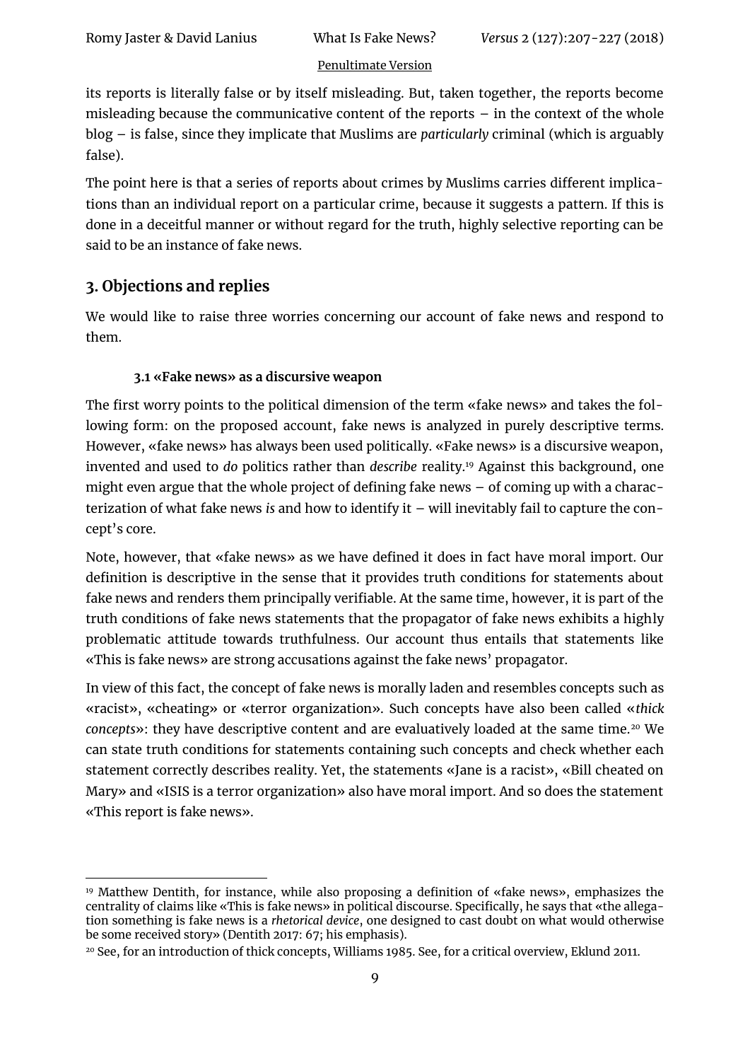its reports is literally false or by itself misleading. But, taken together, the reports become misleading because the communicative content of the reports – in the context of the whole blog – is false, since they implicate that Muslims are *particularly* criminal (which is arguably false).

The point here is that a series of reports about crimes by Muslims carries different implications than an individual report on a particular crime, because it suggests a pattern. If this is done in a deceitful manner or without regard for the truth, highly selective reporting can be said to be an instance of fake news.

## 3. Objections and replies

We would like to raise three worries concerning our account of fake news and respond to them.

### 3.1 «Fake news» as a discursive weapon

The first worry points to the political dimension of the term «fake news» and takes the following form: on the proposed account, fake news is analyzed in purely descriptive terms. However, «fake news» has always been used politically. «Fake news» is a discursive weapon, invented and used to *do* politics rather than *describe* reality.[19] Against this background, one might even argue that the whole project of defining fake news – of coming up with a characterization of what fake news *is* and how to identify it – will inevitably fail to capture the concept's core.

Note, however, that «fake news» as we have defined it does in fact have moral import. Our definition is descriptive in the sense that it provides truth conditions for statements about fake news and renders them principally verifiable. At the same time, however, it is part of the truth conditions of fake news statements that the propagator of fake news exhibits a highly problematic attitude towards truthfulness. Our account thus entails that statements like «This is fake news» are strong accusations against the fake news' propagator.

In view of this fact, the concept of fake news is morally laden and resembles concepts such as «racist», «cheating» or «terror organization». Such concepts have also been called «*thick concepts*»: they have descriptive content and are evaluatively loaded at the same time.[20] We can state truth conditions for statements containing such concepts and check whether each statement correctly describes reality. Yet, the statements «Jane is a racist», «Bill cheated on Mary» and «ISIS is a terror organization» also have moral import. And so does the statement «This report is fake news».

---

[19] Matthew Dentith, for instance, while also proposing a definition of «fake news», emphasizes the centrality of claims like «This is fake news» in political discourse. Specifically, he says that «the allegation something is fake news is a *rhetorical device*, one designed to cast doubt on what would otherwise be some received story» (Dentith 2017: 67; his emphasis).

[20] See, for an introduction of thick concepts, Williams 1985. See, for a critical overview, Eklund 2011.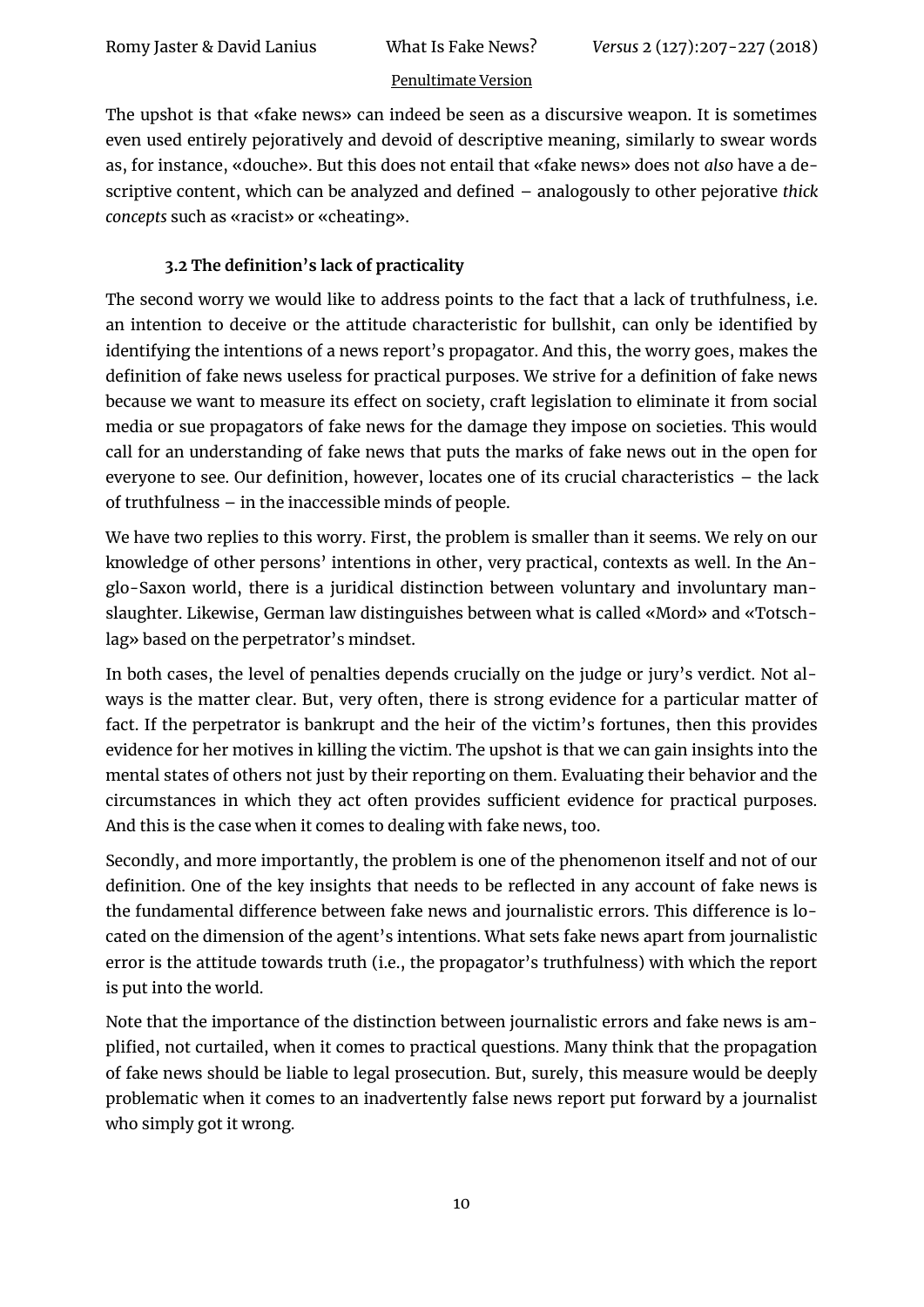The upshot is that «fake news» can indeed be seen as a discursive weapon. It is sometimes even used entirely pejoratively and devoid of descriptive meaning, similarly to swear words as, for instance, «douche». But this does not entail that «fake news» does not *also* have a descriptive content, which can be analyzed and defined – analogously to other pejorative *thick concepts* such as «racist» or «cheating».

### 3.2 The definition's lack of practicality

The second worry we would like to address points to the fact that a lack of truthfulness, i.e. an intention to deceive or the attitude characteristic for bullshit, can only be identified by identifying the intentions of a news report's propagator. And this, the worry goes, makes the definition of fake news useless for practical purposes. We strive for a definition of fake news because we want to measure its effect on society, craft legislation to eliminate it from social media or sue propagators of fake news for the damage they impose on societies. This would call for an understanding of fake news that puts the marks of fake news out in the open for everyone to see. Our definition, however, locates one of its crucial characteristics – the lack of truthfulness – in the inaccessible minds of people.

We have two replies to this worry. First, the problem is smaller than it seems. We rely on our knowledge of other persons' intentions in other, very practical, contexts as well. In the Anglo-Saxon world, there is a juridical distinction between voluntary and involuntary manslaughter. Likewise, German law distinguishes between what is called «Mord» and «Totschlag» based on the perpetrator's mindset.

In both cases, the level of penalties depends crucially on the judge or jury's verdict. Not always is the matter clear. But, very often, there is strong evidence for a particular matter of fact. If the perpetrator is bankrupt and the heir of the victim's fortunes, then this provides evidence for her motives in killing the victim. The upshot is that we can gain insights into the mental states of others not just by their reporting on them. Evaluating their behavior and the circumstances in which they act often provides sufficient evidence for practical purposes. And this is the case when it comes to dealing with fake news, too.

Secondly, and more importantly, the problem is one of the phenomenon itself and not of our definition. One of the key insights that needs to be reflected in any account of fake news is the fundamental difference between fake news and journalistic errors. This difference is located on the dimension of the agent's intentions. What sets fake news apart from journalistic error is the attitude towards truth (i.e., the propagator's truthfulness) with which the report is put into the world.

Note that the importance of the distinction between journalistic errors and fake news is amplified, not curtailed, when it comes to practical questions. Many think that the propagation of fake news should be liable to legal prosecution. But, surely, this measure would be deeply problematic when it comes to an inadvertently false news report put forward by a journalist who simply got it wrong.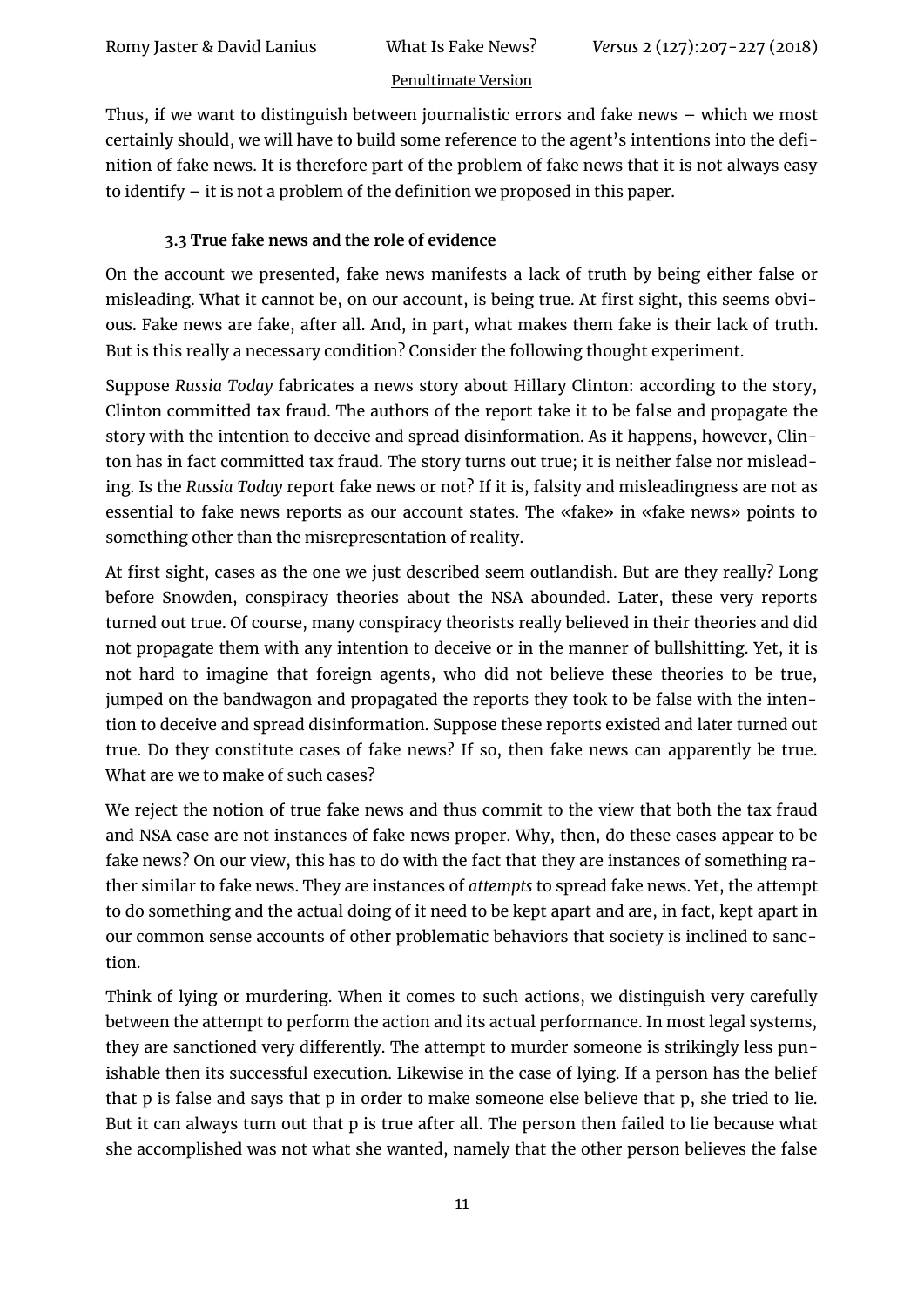Thus, if we want to distinguish between journalistic errors and fake news – which we most certainly should, we will have to build some reference to the agent's intentions into the definition of fake news. It is therefore part of the problem of fake news that it is not always easy to identify – it is not a problem of the definition we proposed in this paper.

### 3.3 True fake news and the role of evidence

On the account we presented, fake news manifests a lack of truth by being either false or misleading. What it cannot be, on our account, is being true. At first sight, this seems obvious. Fake news are fake, after all. And, in part, what makes them fake is their lack of truth. But is this really a necessary condition? Consider the following thought experiment.

Suppose *Russia Today* fabricates a news story about Hillary Clinton: according to the story, Clinton committed tax fraud. The authors of the report take it to be false and propagate the story with the intention to deceive and spread disinformation. As it happens, however, Clinton has in fact committed tax fraud. The story turns out true; it is neither false nor misleading. Is the *Russia Today* report fake news or not? If it is, falsity and misleadingness are not as essential to fake news reports as our account states. The «fake» in «fake news» points to something other than the misrepresentation of reality.

At first sight, cases as the one we just described seem outlandish. But are they really? Long before Snowden, conspiracy theories about the NSA abounded. Later, these very reports turned out true. Of course, many conspiracy theorists really believed in their theories and did not propagate them with any intention to deceive or in the manner of bullshitting. Yet, it is not hard to imagine that foreign agents, who did not believe these theories to be true, jumped on the bandwagon and propagated the reports they took to be false with the intention to deceive and spread disinformation. Suppose these reports existed and later turned out true. Do they constitute cases of fake news? If so, then fake news can apparently be true. What are we to make of such cases?

We reject the notion of true fake news and thus commit to the view that both the tax fraud and NSA case are not instances of fake news proper. Why, then, do these cases appear to be fake news? On our view, this has to do with the fact that they are instances of something rather similar to fake news. They are instances of *attempts* to spread fake news. Yet, the attempt to do something and the actual doing of it need to be kept apart and are, in fact, kept apart in our common sense accounts of other problematic behaviors that society is inclined to sanction.

Think of lying or murdering. When it comes to such actions, we distinguish very carefully between the attempt to perform the action and its actual performance. In most legal systems, they are sanctioned very differently. The attempt to murder someone is strikingly less punishable then its successful execution. Likewise in the case of lying. If a person has the belief that p is false and says that p in order to make someone else believe that p, she tried to lie. But it can always turn out that p is true after all. The person then failed to lie because what she accomplished was not what she wanted, namely that the other person believes the false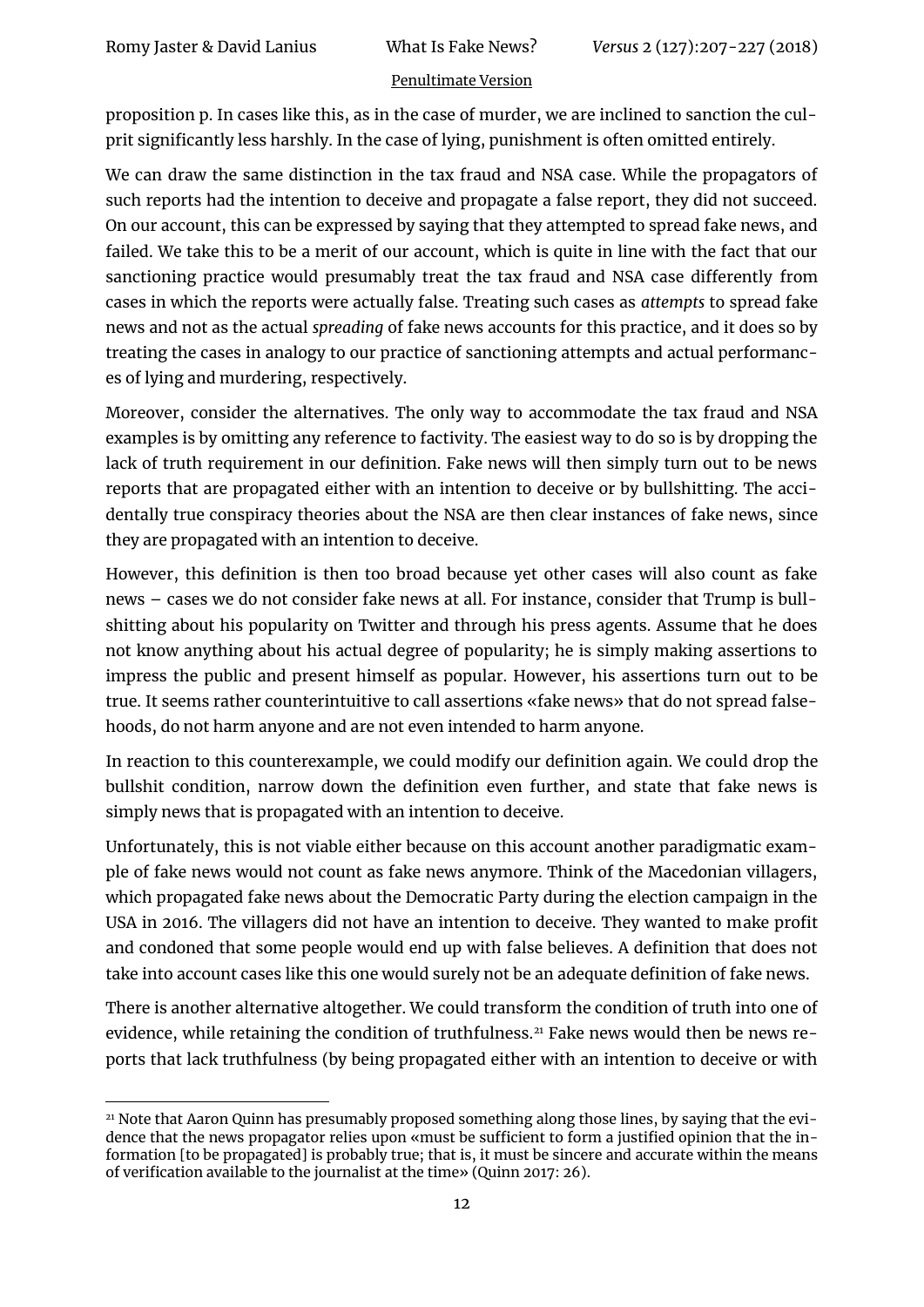proposition p. In cases like this, as in the case of murder, we are inclined to sanction the culprit significantly less harshly. In the case of lying, punishment is often omitted entirely.

We can draw the same distinction in the tax fraud and NSA case. While the propagators of such reports had the intention to deceive and propagate a false report, they did not succeed. On our account, this can be expressed by saying that they attempted to spread fake news, and failed. We take this to be a merit of our account, which is quite in line with the fact that our sanctioning practice would presumably treat the tax fraud and NSA case differently from cases in which the reports were actually false. Treating such cases as *attempts* to spread fake news and not as the actual *spreading* of fake news accounts for this practice, and it does so by treating the cases in analogy to our practice of sanctioning attempts and actual performances of lying and murdering, respectively.

Moreover, consider the alternatives. The only way to accommodate the tax fraud and NSA examples is by omitting any reference to factivity. The easiest way to do so is by dropping the lack of truth requirement in our definition. Fake news will then simply turn out to be news reports that are propagated either with an intention to deceive or by bullshitting. The accidentally true conspiracy theories about the NSA are then clear instances of fake news, since they are propagated with an intention to deceive.

However, this definition is then too broad because yet other cases will also count as fake news – cases we do not consider fake news at all. For instance, consider that Trump is bullshitting about his popularity on Twitter and through his press agents. Assume that he does not know anything about his actual degree of popularity; he is simply making assertions to impress the public and present himself as popular. However, his assertions turn out to be true. It seems rather counterintuitive to call assertions «fake news» that do not spread falsehoods, do not harm anyone and are not even intended to harm anyone.

In reaction to this counterexample, we could modify our definition again. We could drop the bullshit condition, narrow down the definition even further, and state that fake news is simply news that is propagated with an intention to deceive.

Unfortunately, this is not viable either because on this account another paradigmatic example of fake news would not count as fake news anymore. Think of the Macedonian villagers, which propagated fake news about the Democratic Party during the election campaign in the USA in 2016. The villagers did not have an intention to deceive. They wanted to make profit and condoned that some people would end up with false believes. A definition that does not take into account cases like this one would surely not be an adequate definition of fake news.

There is another alternative altogether. We could transform the condition of truth into one of evidence, while retaining the condition of truthfulness.[21] Fake news would then be news reports that lack truthfulness (by being propagated either with an intention to deceive or with

[21] Note that Aaron Quinn has presumably proposed something along those lines, by saying that the evidence that the news propagator relies upon «must be sufficient to form a justified opinion that the information [to be propagated] is probably true; that is, it must be sincere and accurate within the means of verification available to the journalist at the time» (Quinn 2017: 26).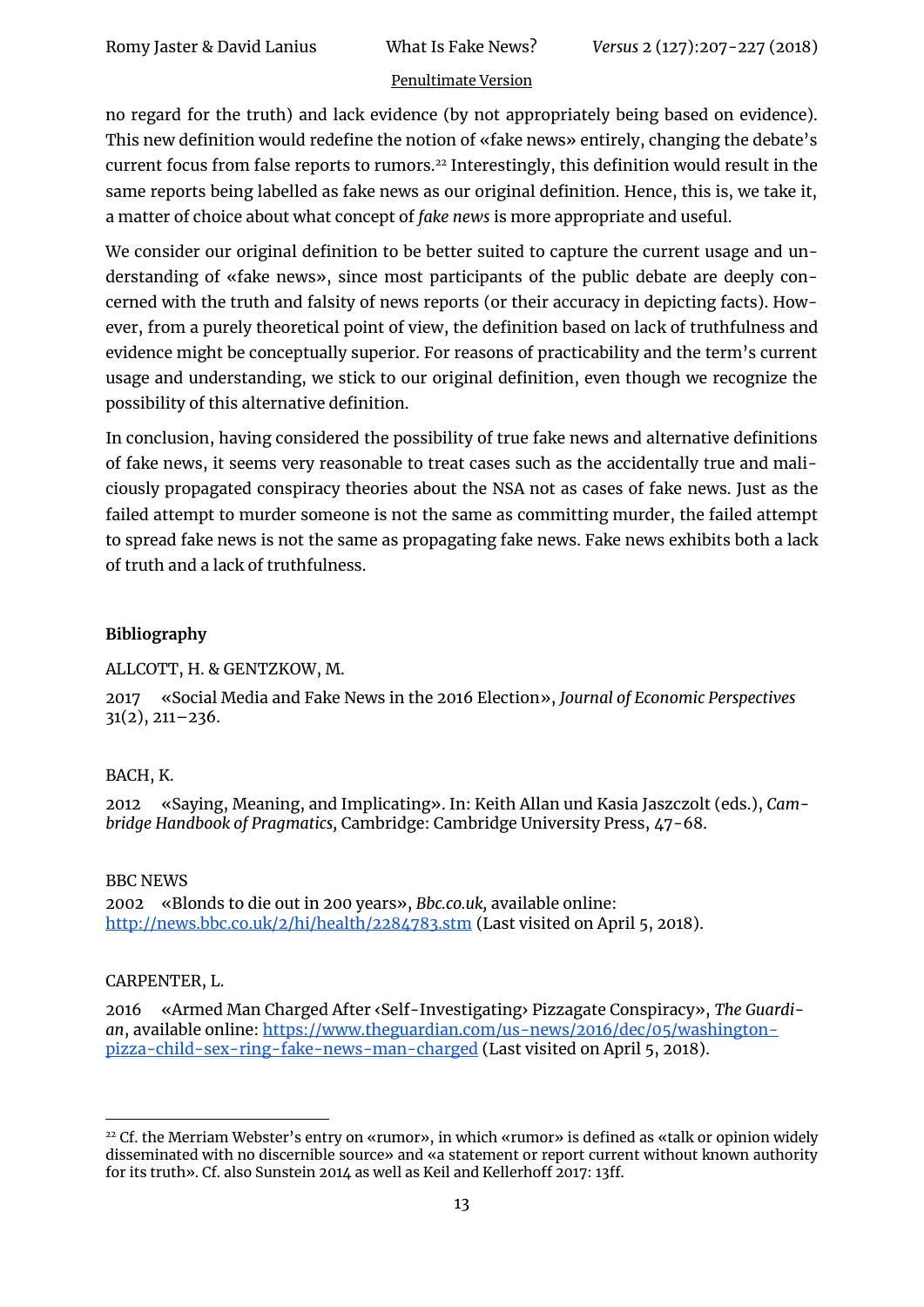no regard for the truth) and lack evidence (by not appropriately being based on evidence). This new definition would redefine the notion of «fake news» entirely, changing the debate's current focus from false reports to rumors.[22] Interestingly, this definition would result in the same reports being labelled as fake news as our original definition. Hence, this is, we take it, a matter of choice about what concept of *fake news* is more appropriate and useful.

We consider our original definition to be better suited to capture the current usage and understanding of «fake news», since most participants of the public debate are deeply concerned with the truth and falsity of news reports (or their accuracy in depicting facts). However, from a purely theoretical point of view, the definition based on lack of truthfulness and evidence might be conceptually superior. For reasons of practicability and the term's current usage and understanding, we stick to our original definition, even though we recognize the possibility of this alternative definition.

In conclusion, having considered the possibility of true fake news and alternative definitions of fake news, it seems very reasonable to treat cases such as the accidentally true and maliciously propagated conspiracy theories about the NSA not as cases of fake news. Just as the failed attempt to murder someone is not the same as committing murder, the failed attempt to spread fake news is not the same as propagating fake news. Fake news exhibits both a lack of truth and a lack of truthfulness.

## Bibliography

ALLCOTT, H. & GENTZKOW, M.

2017 «Social Media and Fake News in the 2016 Election», *Journal of Economic Perspectives* 31(2), 211–236.

BACH, K.

2012 «Saying, Meaning, and Implicating». In: Keith Allan und Kasia Jaszczolt (eds.), *Cambridge Handbook of Pragmatics*, Cambridge: Cambridge University Press, 47-68.

BBC NEWS

2002 «Blonds to die out in 200 years», *Bbc.co.uk*, available online: http://news.bbc.co.uk/2/hi/health/2284783.stm (Last visited on April 5, 2018).

CARPENTER, L.

2016 «Armed Man Charged After ‹Self-Investigating› Pizzagate Conspiracy», *The Guardian*, available online: https://www.theguardian.com/us-news/2016/dec/05/washington-pizza-child-sex-ring-fake-news-man-charged (Last visited on April 5, 2018).

---

[22] Cf. the Merriam Webster's entry on «rumor», in which «rumor» is defined as «talk or opinion widely disseminated with no discernible source» and «a statement or report current without known authority for its truth». Cf. also Sunstein 2014 as well as Keil and Kellerhoff 2017: 13ff.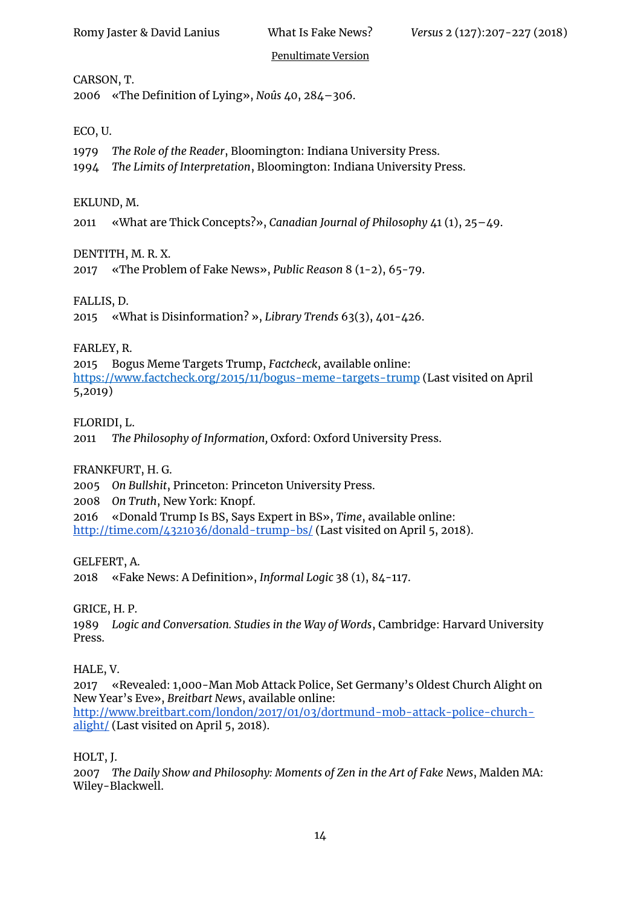CARSON, T.
2006 «The Definition of Lying», *Noûs* 40, 284–306.

ECO, U.
1979 *The Role of the Reader*, Bloomington: Indiana University Press.
1994 *The Limits of Interpretation*, Bloomington: Indiana University Press.

EKLUND, M.
2011 «What are Thick Concepts?», *Canadian Journal of Philosophy* 41 (1), 25–49.

DENTITH, M. R. X.
2017 «The Problem of Fake News», *Public Reason* 8 (1-2), 65-79.

FALLIS, D.
2015 «What is Disinformation? », *Library Trends* 63(3), 401-426.

FARLEY, R.
2015 Bogus Meme Targets Trump, *Factcheck*, available online: https://www.factcheck.org/2015/11/bogus-meme-targets-trump (Last visited on April 5,2019)

FLORIDI, L.
2011 *The Philosophy of Information*, Oxford: Oxford University Press.

FRANKFURT, H. G.
2005 *On Bullshit*, Princeton: Princeton University Press.
2008 *On Truth*, New York: Knopf.
2016 «Donald Trump Is BS, Says Expert in BS», *Time*, available online: http://time.com/4321036/donald-trump-bs/ (Last visited on April 5, 2018).

GELFERT, A.
2018 «Fake News: A Definition», *Informal Logic* 38 (1), 84-117.

GRICE, H. P.
1989 *Logic and Conversation. Studies in the Way of Words*, Cambridge: Harvard University Press.

HALE, V.
2017 «Revealed: 1,000-Man Mob Attack Police, Set Germany's Oldest Church Alight on New Year's Eve», *Breitbart News*, available online: http://www.breitbart.com/london/2017/01/03/dortmund-mob-attack-police-church-alight/ (Last visited on April 5, 2018).

HOLT, J.
2007 *The Daily Show and Philosophy: Moments of Zen in the Art of Fake News*, Malden MA: Wiley-Blackwell.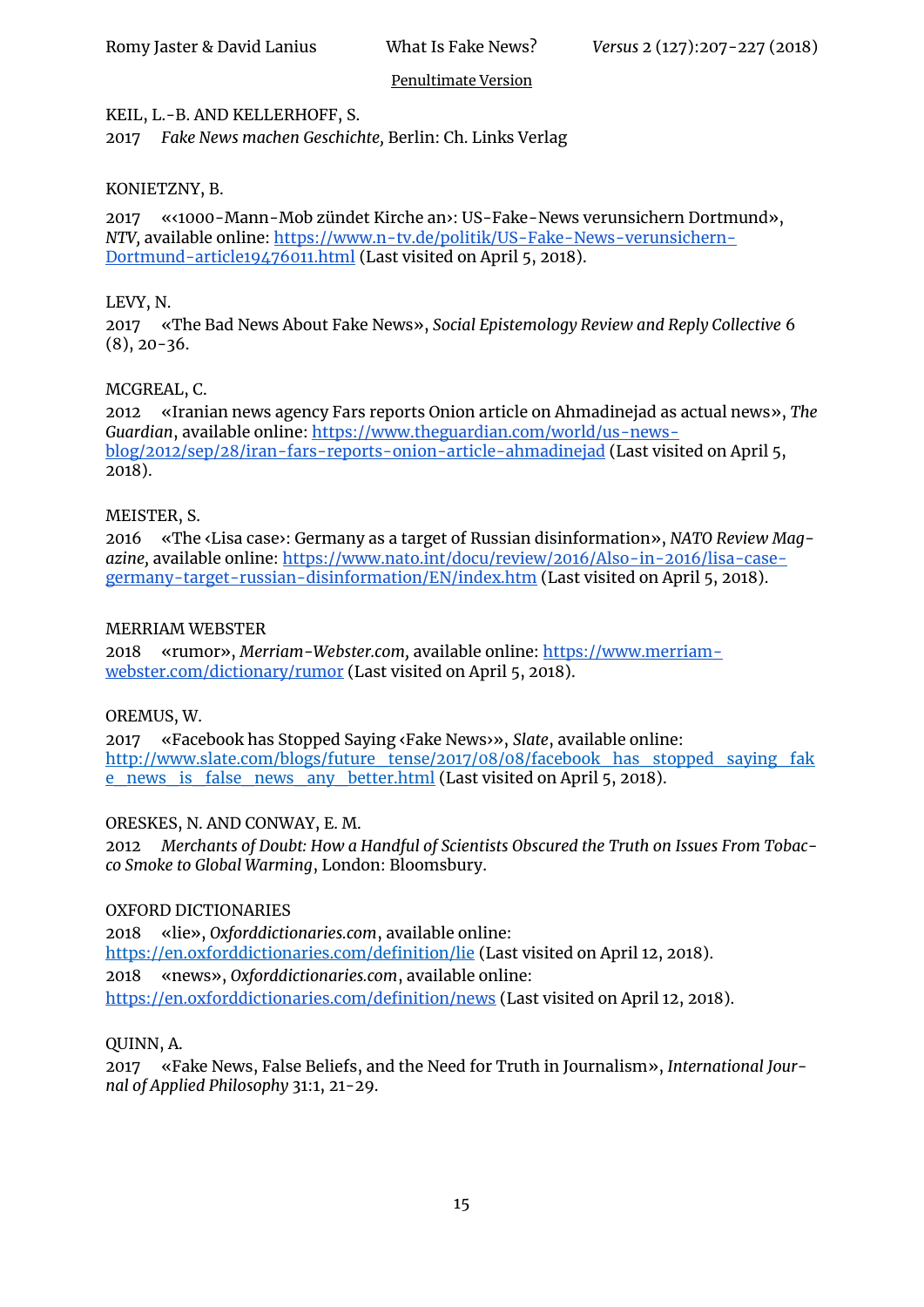KEIL, L.-B. AND KELLERHOFF, S.
2017 *Fake News machen Geschichte*, Berlin: Ch. Links Verlag

KONIETZNY, B.
2017 «‹1000-Mann-Mob zündet Kirche an›: US-Fake-News verunsichern Dortmund», *NTV*, available online: https://www.n-tv.de/politik/US-Fake-News-verunsichern-Dortmund-article19476011.html (Last visited on April 5, 2018).

LEVY, N.
2017 «The Bad News About Fake News», *Social Epistemology Review and Reply Collective* 6 (8), 20-36.

MCGREAL, C.
2012 «Iranian news agency Fars reports Onion article on Ahmadinejad as actual news», *The Guardian*, available online: https://www.theguardian.com/world/us-news-blog/2012/sep/28/iran-fars-reports-onion-article-ahmadinejad (Last visited on April 5, 2018).

MEISTER, S.
2016 «The ‹Lisa case›: Germany as a target of Russian disinformation», *NATO Review Magazine*, available online: https://www.nato.int/docu/review/2016/Also-in-2016/lisa-case-germany-target-russian-disinformation/EN/index.htm (Last visited on April 5, 2018).

MERRIAM WEBSTER
2018 «rumor», *Merriam-Webster.com*, available online: https://www.merriam-webster.com/dictionary/rumor (Last visited on April 5, 2018).

OREMUS, W.
2017 «Facebook has Stopped Saying ‹Fake News›», *Slate*, available online: http://www.slate.com/blogs/future_tense/2017/08/08/facebook_has_stopped_saying_fake_news_is_false_news_any_better.html (Last visited on April 5, 2018).

ORESKES, N. AND CONWAY, E. M.
2012 *Merchants of Doubt: How a Handful of Scientists Obscured the Truth on Issues From Tobacco Smoke to Global Warming*, London: Bloomsbury.

OXFORD DICTIONARIES
2018 «lie», *Oxforddictionaries.com*, available online: https://en.oxforddictionaries.com/definition/lie (Last visited on April 12, 2018).
2018 «news», *Oxforddictionaries.com*, available online: https://en.oxforddictionaries.com/definition/news (Last visited on April 12, 2018).

QUINN, A.
2017 «Fake News, False Beliefs, and the Need for Truth in Journalism», *International Journal of Applied Philosophy* 31:1, 21-29.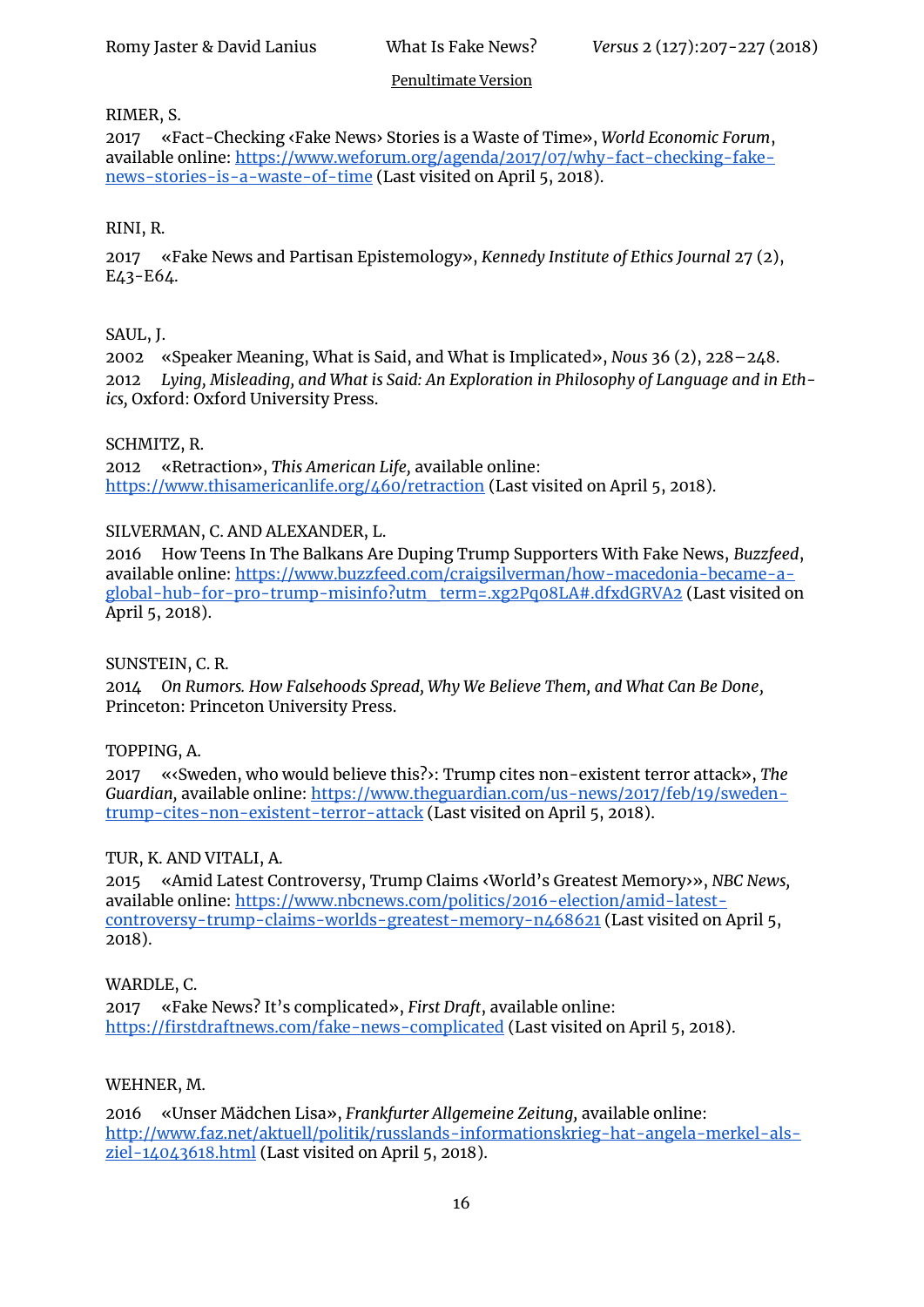RIMER, S.

2017 «Fact-Checking ‹Fake News› Stories is a Waste of Time», *World Economic Forum*, available online: https://www.weforum.org/agenda/2017/07/why-fact-checking-fake-news-stories-is-a-waste-of-time (Last visited on April 5, 2018).

RINI, R.

2017 «Fake News and Partisan Epistemology», *Kennedy Institute of Ethics Journal* 27 (2), E43-E64.

SAUL, J.

2002 «Speaker Meaning, What is Said, and What is Implicated», *Nous* 36 (2), 228–248.

2012 *Lying, Misleading, and What is Said: An Exploration in Philosophy of Language and in Ethics,* Oxford: Oxford University Press.

SCHMITZ, R.

2012 «Retraction», *This American Life,* available online: https://www.thisamericanlife.org/460/retraction (Last visited on April 5, 2018).

SILVERMAN, C. AND ALEXANDER, L.

2016 How Teens In The Balkans Are Duping Trump Supporters With Fake News, *Buzzfeed*, available online: https://www.buzzfeed.com/craigsilverman/how-macedonia-became-a-global-hub-for-pro-trump-misinfo?utm_term=.xg2Pq08LA#.dfxdGRVA2 (Last visited on April 5, 2018).

SUNSTEIN, C. R.

2014 *On Rumors. How Falsehoods Spread, Why We Believe Them, and What Can Be Done,* Princeton: Princeton University Press.

TOPPING, A.

2017 «‹Sweden, who would believe this?›: Trump cites non-existent terror attack», *The Guardian,* available online: https://www.theguardian.com/us-news/2017/feb/19/sweden-trump-cites-non-existent-terror-attack (Last visited on April 5, 2018).

TUR, K. AND VITALI, A.

2015 «Amid Latest Controversy, Trump Claims ‹World's Greatest Memory›», *NBC News,* available online: https://www.nbcnews.com/politics/2016-election/amid-latest-controversy-trump-claims-worlds-greatest-memory-n468621 (Last visited on April 5, 2018).

WARDLE, C.

2017 «Fake News? It's complicated», *First Draft*, available online: https://firstdraftnews.com/fake-news-complicated (Last visited on April 5, 2018).

WEHNER, M.

2016 «Unser Mädchen Lisa», *Frankfurter Allgemeine Zeitung,* available online: http://www.faz.net/aktuell/politik/russlands-informationskrieg-hat-angela-merkel-als-ziel-14043618.html (Last visited on April 5, 2018).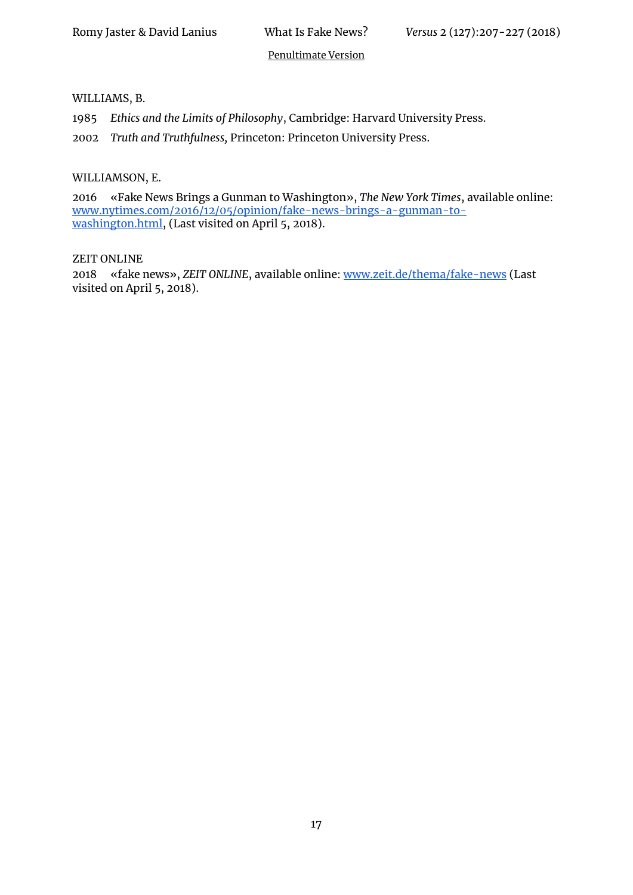WILLIAMS, B.

1985 *Ethics and the Limits of Philosophy*, Cambridge: Harvard University Press.

2002 *Truth and Truthfulness*, Princeton: Princeton University Press.

WILLIAMSON, E.

2016 «Fake News Brings a Gunman to Washington», *The New York Times*, available online: www.nytimes.com/2016/12/05/opinion/fake-news-brings-a-gunman-to-washington.html, (Last visited on April 5, 2018).

ZEIT ONLINE

2018 «fake news», *ZEIT ONLINE*, available online: www.zeit.de/thema/fake-news (Last visited on April 5, 2018).